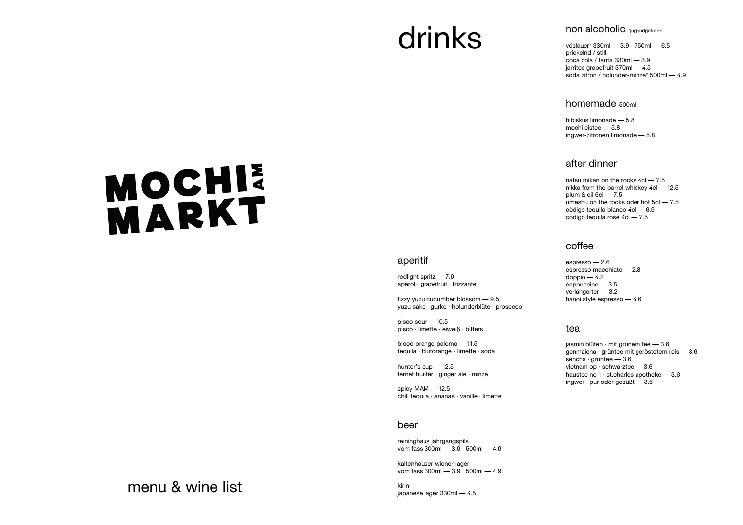# MOCHI AM MARKT

menu & wine list

# drinks

## aperitif

redlight spritz — 7.9
aperol · grapefruit · frizzante

fizzy yuzu cucumber blossom — 9.5
yuzu sake · gurke · holunderblüte · prosecco

pisco sour — 10.5
pisco · limette · eiweiß · bitters

blood orange paloma — 11.5
tequila · blutorange · limette · soda

hunter's cup — 12.5
fernet hunter · ginger ale · minze

spicy MAM — 12.5
chili tequila · ananas · vanille · limette

## beer

reininghaus jahrgangspils
vom fass 300ml — 3.9   500ml — 4.9

kaltenhauser wiener lager
vom fass 300ml — 3.9   500ml — 4.9

kirin
japanese lager 330ml — 4.5

## non alcoholic *jugendgetränk

vöslauer* 330ml — 3.9   750ml — 6.5
prickelnd / still
coca cola / fanta 330ml — 3.9
jarritos grapefruit 370ml — 4.5
soda zitron / holunder-minze* 500ml — 4.9

## homemade 500ml

hibiskus limonade — 5.8
mochi eistee — 5.8
ingwer-zitronen limonade — 5.8

## after dinner

natsu mikan on the rocks 4cl — 7.5
nikka from the barrel whiskey 4cl — 12.5
plum & oil 6cl — 7.5
umeshu on the rocks oder hot 5cl — 7.5
còdigo tequila blanco 4cl — 6.9
còdigo tequila rosé 4cl — 7.5

## coffee

espresso — 2.6
espresso macchiato — 2.8
doppio — 4.2
cappuccino — 3.5
verlängerter — 3.2
hanoi style espresso — 4.6

## tea

jasmin blüten · mit grünem tee — 3.6
genmaicha · grüntee mit geröstetem reis — 3.6
sencha · grüntee — 3.6
vietnam op · schwarztee — 3.6
haustee no 1 · st.charles apotheke — 3.6
ingwer · pur oder gesüßt — 3.6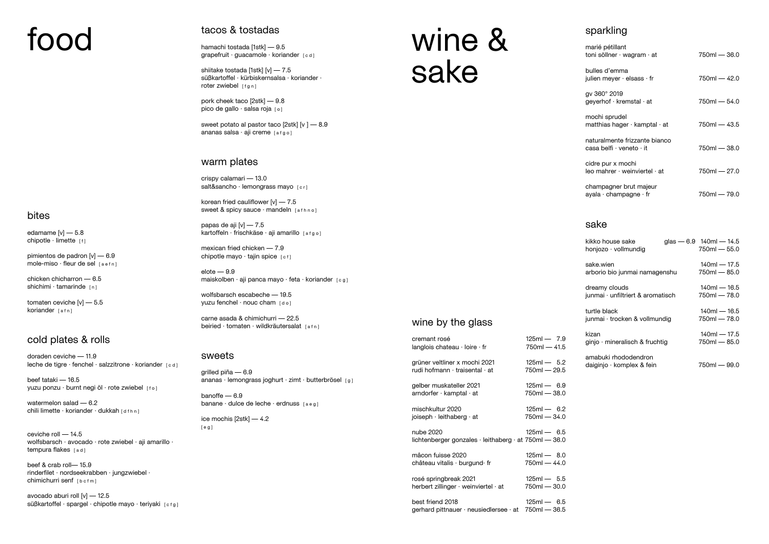# food

## bites

edamame [v] — 5.8
chipotle · limette [ f ]

pimientos de padron [v] — 6.9
mole-miso · fleur de sel [ a e f n ]

chicken chicharron — 6.5
shichimi · tamarinde [ n ]

tomaten ceviche [v] — 5.5
koriander [ a f n ]

## cold plates & rolls

doraden ceviche — 11.9
leche de tigre · fenchel · salzzitrone · koriander [ c d ]

beef tataki — 16.5
yuzu ponzu · burnt negi öl · rote zwiebel [ f o ]

watermelon salad — 6.2
chili limette · koriander · dukkah [ d f h n ]

ceviche roll — 14.5
wolfsbarsch · avocado · rote zwiebel · aji amarillo · tempura flakes [ a d ]

beef & crab roll— 15.9
rinderfilet · nordseekrabben · jungzwiebel · chimichurri senf [ b c f m ]

avocado aburi roll [v] — 12.5
süßkartoffel · spargel · chipotle mayo · teriyaki [ c f g ]

## tacos & tostadas

hamachi tostada [1stk] — 9.5
grapefruit · guacamole · koriander [ c d ]

shiitake tostada [1stk] [v] — 7.5
süßkartoffel · kürbiskernsalsa · koriander · roter zwiebel [ f g n ]

pork cheek taco [2stk] — 9.8
pico de gallo · salsa roja [ o ]

sweet potato al pastor taco [2stk] [v ] — 8.9
ananas salsa · aji creme [ a f g o ]

## warm plates

crispy calamari — 13.0
salt&sancho · lemongrass mayo [ c r ]

korean fried cauliflower [v] — 7.5
sweet & spicy sauce · mandeln [ a f h n o ]

papas de aji [v] — 7.5
kartoffeln · frischkäse · aji amarillo [ a f g o ]

mexican fried chicken — 7.9
chipotle mayo · tajin spice [ c f ]

elote — 9.9
maiskolben · aji panca mayo · feta · koriander [ c g ]

wolfsbarsch escabeche — 19.5
yuzu fenchel · nouc cham [ d o ]

carne asada & chimichurri — 22.5
beiried · tomaten · wildkräutersalat [ a f n ]

## sweets

grilled piña — 6.9
ananas · lemongrass joghurt · zimt · butterbrösel [ g ]

banoffe — 6.9
banane · dulce de leche · erdnuss [ a e g ]

ice mochis [2stk] — 4.2
[ e g ]

# wine & sake

## wine by the glass

cremant rosé — 125ml — 7.9 · 750ml — 41.5
langlois chateau · loire · fr

grüner veltliner x mochi 2021 — 125ml — 5.2 · 750ml — 29.5
rudi hofmann · traisental · at

gelber muskateller 2021 — 125ml — 6.9 · 750ml — 38.0
arndorfer · kamptal · at

mischkultur 2020 — 125ml — 6.2 · 750ml — 34.0
joiseph · leithaberg · at

nube 2020 — 125ml — 6.5 · 750ml — 36.0
lichtenberger gonzales · leithaberg · at

mâcon fuisse 2020 — 125ml — 8.0 · 750ml — 44.0
château vitalis · burgund· fr

rosé springbreak 2021 — 125ml — 5.5 · 750ml — 30.0
herbert zillinger · weinviertel · at

best friend 2018 — 125ml — 6.5 · 750ml — 36.5
gerhard pittnauer · neusiedlersee · at

## sparkling

marié pétillant — 750ml — 36.0
toni söllner · wagram · at

bulles d'emma — 750ml — 42.0
julien meyer · elsass · fr

gv 360° 2019 — 750ml — 54.0
geyerhof · kremstal · at

mochi sprudel — 750ml — 43.5
matthias hager · kamptal · at

naturalmente frizzante bianco — 750ml — 38.0
casa belfi · veneto · it

cidre pur x mochi — 750ml — 27.0
leo mahrer · weinviertel · at

champagner brut majeur — 750ml — 79.0
ayala · champagne · fr

## sake

kikko house sake — glas — 6.9 · 140ml — 14.5 · 750ml — 55.0
honjozo · vollmundig

sake.wien — 140ml — 17.5 · 750ml — 85.0
arborio bio junmai namagenshu

dreamy clouds — 140ml — 16.5 · 750ml — 78.0
junmai · unfiltriert & aromatisch

turtle black — 140ml — 16.5 · 750ml — 78.0
junmai · trocken & vollmundig

kizan — 140ml — 17.5 · 750ml — 85.0
ginjo · mineralisch & fruchtig

amabuki rhododendron — 750ml — 99.0
daiginjo · komplex & fein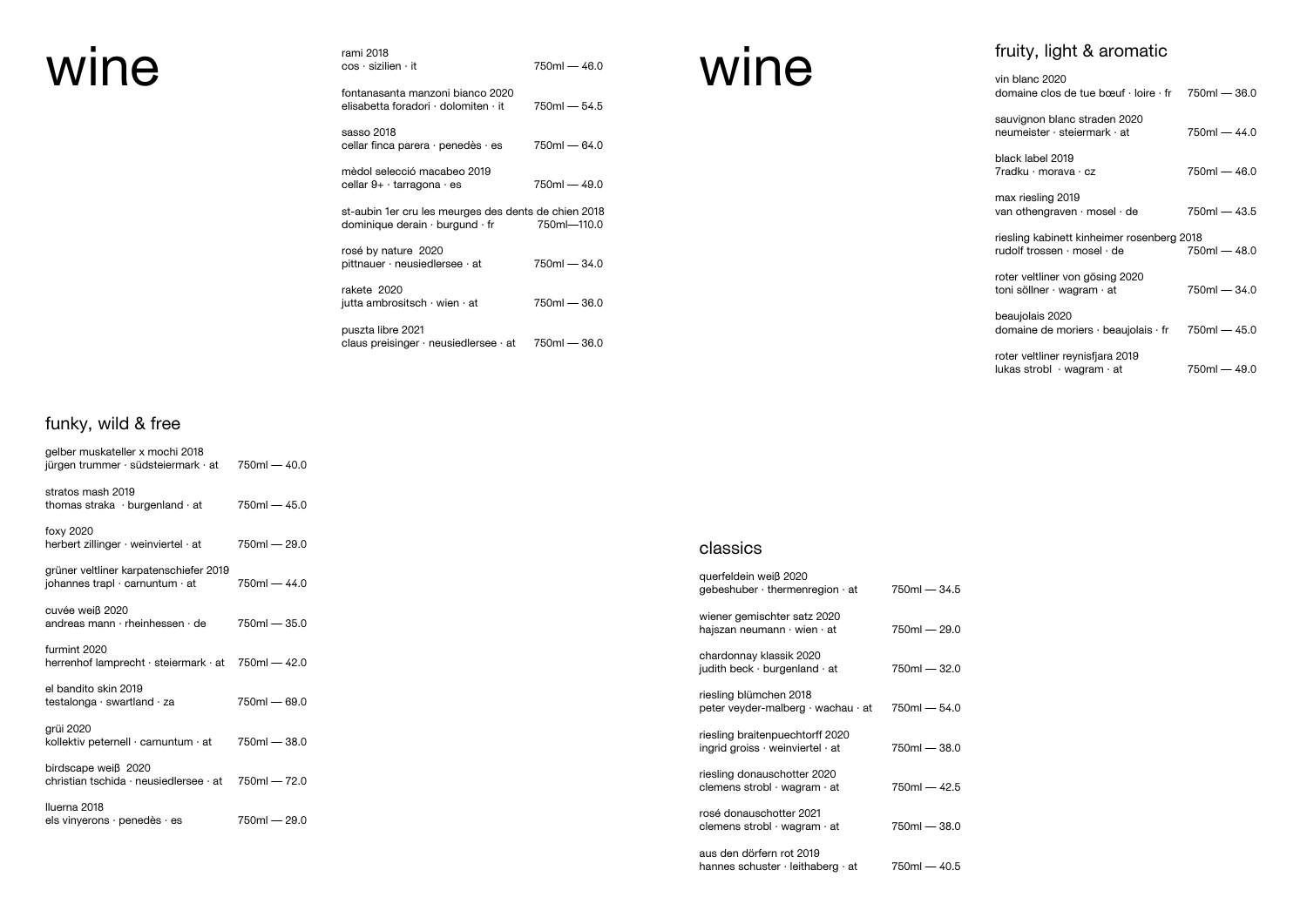# wine

## funky, wild & free

gelber muskateller x mochi 2018
jürgen trummer · südsteiermark · at — 750ml — 40.0

stratos mash 2019
thomas straka · burgenland · at — 750ml — 45.0

foxy 2020
herbert zillinger · weinviertel · at — 750ml — 29.0

grüner veltliner karpatenschiefer 2019
johannes trapl · carnuntum · at — 750ml — 44.0

cuvée weiß 2020
andreas mann · rheinhessen · de — 750ml — 35.0

furmint 2020
herrenhof lamprecht · steiermark · at — 750ml — 42.0

el bandito skin 2019
testalonga · swartland · za — 750ml — 69.0

grüi 2020
kollektiv peternell · carnuntum · at — 750ml — 38.0

birdscape weiß 2020
christian tschida · neusiedlersee · at — 750ml — 72.0

lluerna 2018
els vinyerons · penedès · es — 750ml — 29.0

rami 2018
cos · sizilien · it — 750ml — 46.0

fontanasanta manzoni bianco 2020
elisabetta foradori · dolomiten · it — 750ml — 54.5

sasso 2018
cellar finca parera · penedès · es — 750ml — 64.0

mèdol selecció macabeo 2019
cellar 9+ · tarragona · es — 750ml — 49.0

st-aubin 1er cru les meurges des dents de chien 2018
dominique derain · burgund · fr — 750ml—110.0

rosé by nature 2020
pittnauer · neusiedlersee · at — 750ml — 34.0

rakete 2020
jutta ambrositsch · wien · at — 750ml — 36.0

puszta libre 2021
claus preisinger · neusiedlersee · at — 750ml — 36.0

# wine

## classics

querfeldein weiß 2020
gebeshuber · thermenregion · at — 750ml — 34.5

wiener gemischter satz 2020
hajszan neumann · wien · at — 750ml — 29.0

chardonnay klassik 2020
judith beck · burgenland · at — 750ml — 32.0

riesling blümchen 2018
peter veyder-malberg · wachau · at — 750ml — 54.0

riesling braitenpuechtorff 2020
ingrid groiss · weinviertel · at — 750ml — 38.0

riesling donauschotter 2020
clemens strobl · wagram · at — 750ml — 42.5

rosé donauschotter 2021
clemens strobl · wagram · at — 750ml — 38.0

aus den dörfern rot 2019
hannes schuster · leithaberg · at — 750ml — 40.5

## fruity, light & aromatic

vin blanc 2020
domaine clos de tue bœuf · loire · fr — 750ml — 36.0

sauvignon blanc straden 2020
neumeister · steiermark · at — 750ml — 44.0

black label 2019
7radku · morava · cz — 750ml — 46.0

max riesling 2019
van othengraven · mosel · de — 750ml — 43.5

riesling kabinett kinheimer rosenberg 2018
rudolf trossen · mosel · de — 750ml — 48.0

roter veltliner von gösing 2020
toni söllner · wagram · at — 750ml — 34.0

beaujolais 2020
domaine de moriers · beaujolais · fr — 750ml — 45.0

roter veltliner reynisfjara 2019
lukas strobl · wagram · at — 750ml — 49.0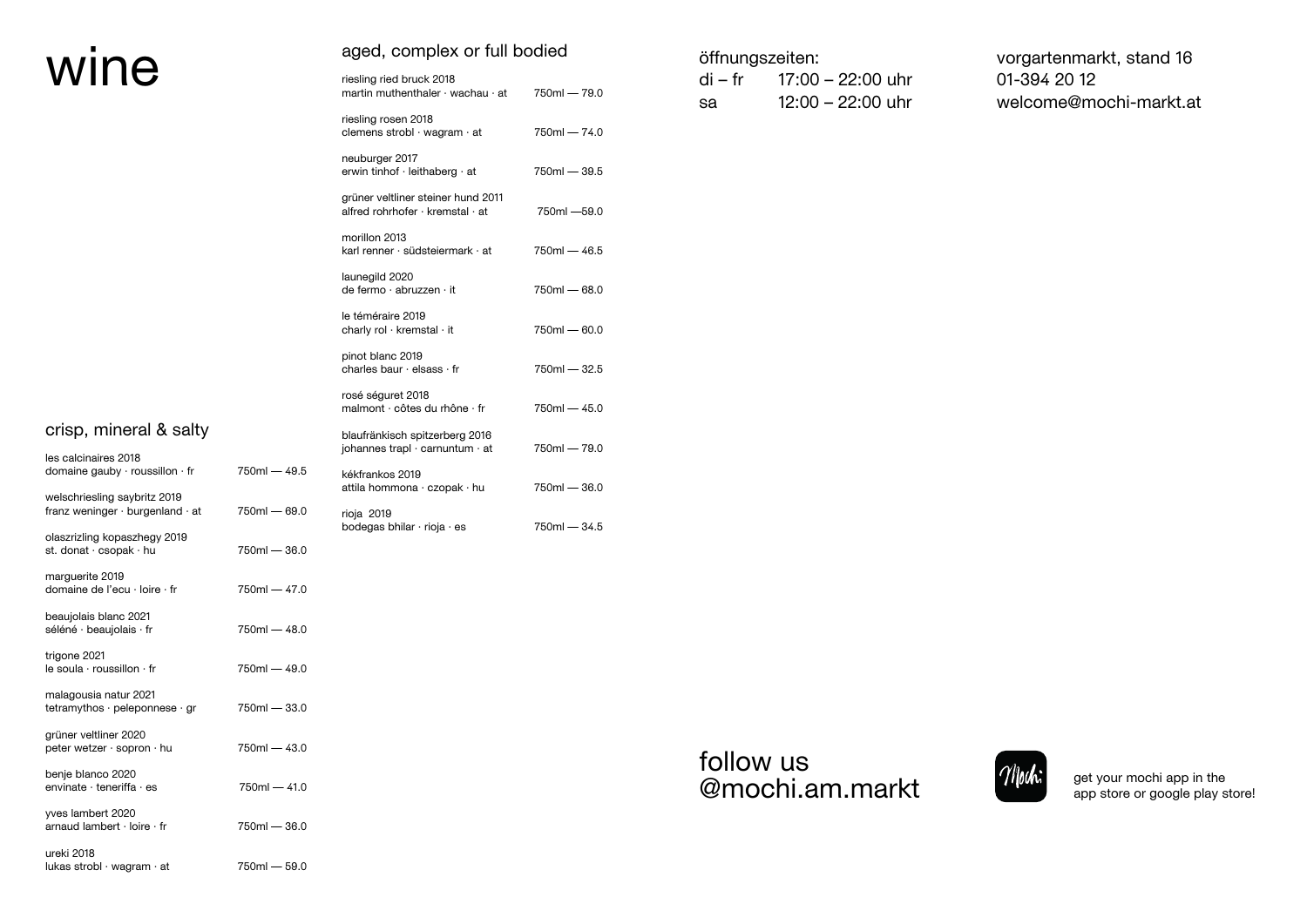# wine

## crisp, mineral & salty

| | |
|---|---|
| les calcinaires 2018<br>domaine gauby · roussillon · fr | 750ml — 49.5 |
| welschriesling saybritz 2019<br>franz weninger · burgenland · at | 750ml — 69.0 |
| olaszrizling kopaszhegy 2019<br>st. donat · csopak · hu | 750ml — 36.0 |
| marguerite 2019<br>domaine de l'ecu · loire · fr | 750ml — 47.0 |
| beaujolais blanc 2021<br>séléné · beaujolais · fr | 750ml — 48.0 |
| trigone 2021<br>le soula · roussillon · fr | 750ml — 49.0 |
| malagousia natur 2021<br>tetramythos · peleponnese · gr | 750ml — 33.0 |
| grüner veltliner 2020<br>peter wetzer · sopron · hu | 750ml — 43.0 |
| benje blanco 2020<br>envinate · teneriffa · es | 750ml — 41.0 |
| yves lambert 2020<br>arnaud lambert · loire · fr | 750ml — 36.0 |
| ureki 2018<br>lukas strobl · wagram · at | 750ml — 59.0 |

## aged, complex or full bodied

| | |
|---|---|
| riesling ried bruck 2018<br>martin muthenthaler · wachau · at | 750ml — 79.0 |
| riesling rosen 2018<br>clemens strobl · wagram · at | 750ml — 74.0 |
| neuburger 2017<br>erwin tinhof · leithaberg · at | 750ml — 39.5 |
| grüner veltliner steiner hund 2011<br>alfred rohrhofer · kremstal · at | 750ml —59.0 |
| morillon 2013<br>karl renner · südsteiermark · at | 750ml — 46.5 |
| launegild 2020<br>de fermo · abruzzen · it | 750ml — 68.0 |
| le téméraire 2019<br>charly rol · kremstal · it | 750ml — 60.0 |
| pinot blanc 2019<br>charles baur · elsass · fr | 750ml — 32.5 |
| rosé séguret 2018<br>malmont · côtes du rhône · fr | 750ml — 45.0 |
| blaufränkisch spitzerberg 2016<br>johannes trapl · carnuntum · at | 750ml — 79.0 |
| kékfrankos 2019<br>attila hommona · czopak · hu | 750ml — 36.0 |
| rioja 2019<br>bodegas bhilar · rioja · es | 750ml — 34.5 |

öffnungszeiten:

| | |
|---|---|
| di – fr | 17:00 – 22:00 uhr |
| sa | 12:00 – 22:00 uhr |

vorgartenmarkt, stand 16
01-394 20 12
welcome@mochi-markt.at

follow us
@mochi.am.markt

get your mochi app in the app store or google play store!